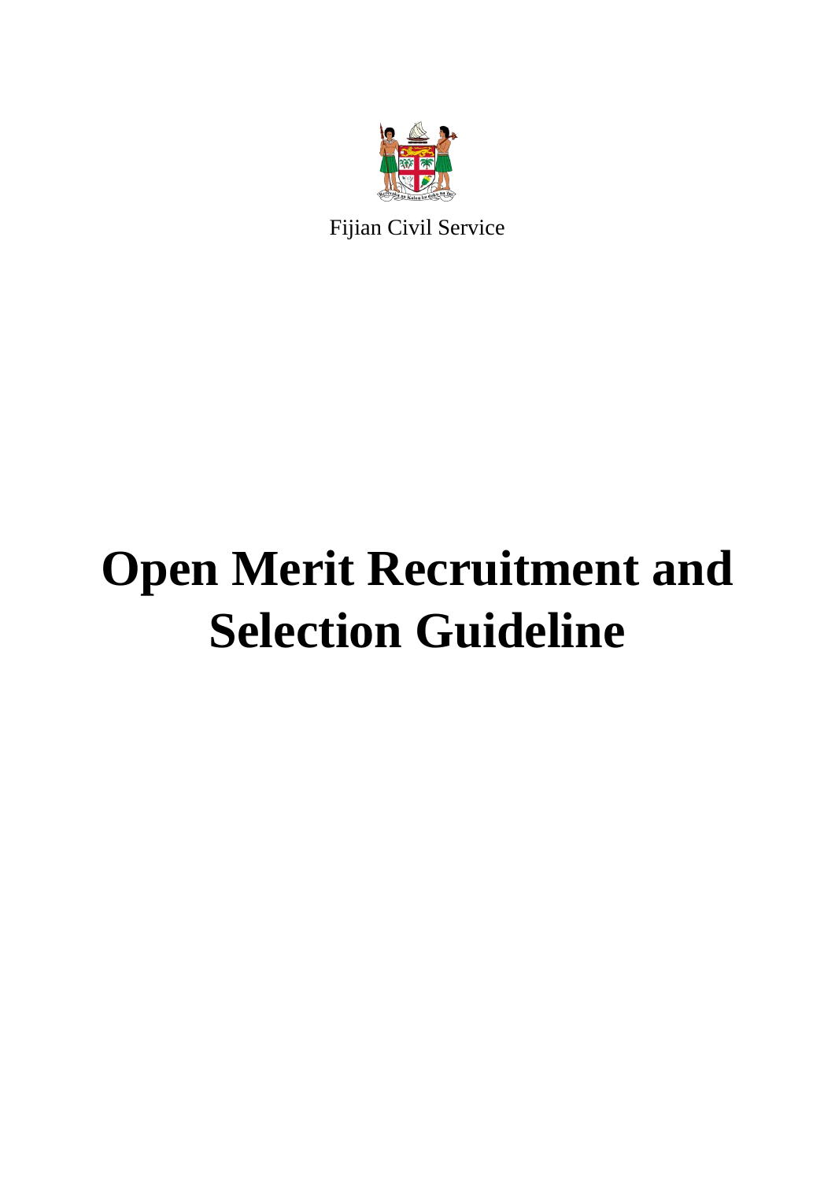Fijian Civil Service

# Open Merit Recruitment and Selection Guideline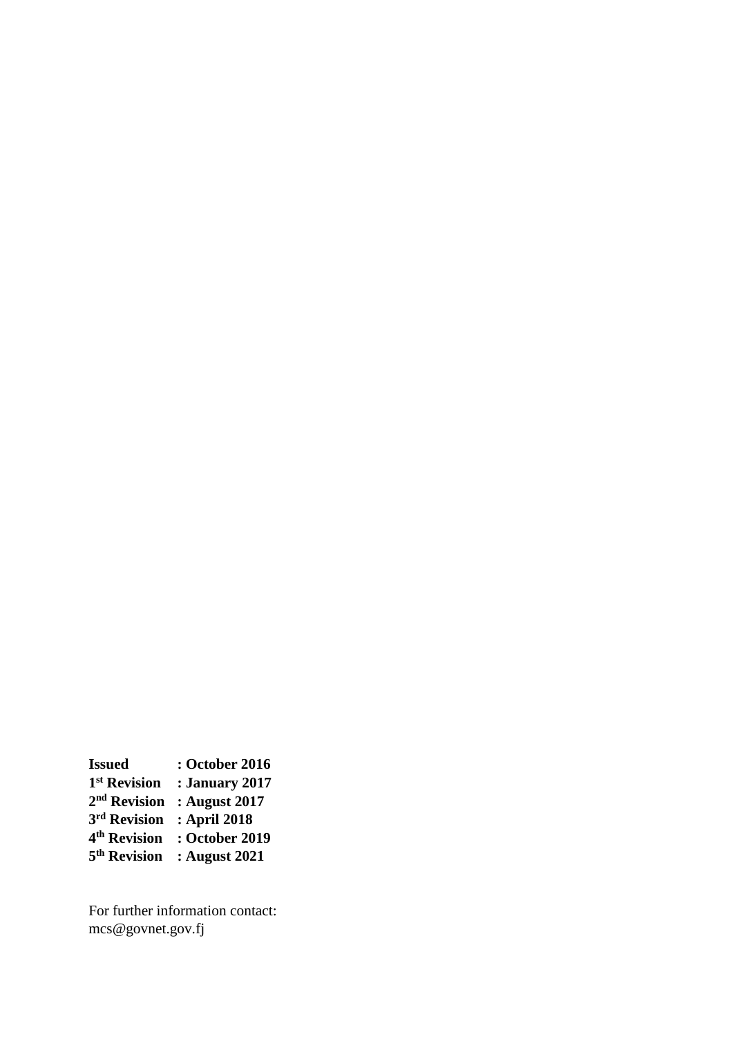**Issued** **: October 2016**
**1st Revision** **: January 2017**
**2nd Revision** **: August 2017**
**3rd Revision** **: April 2018**
**4th Revision** **: October 2019**
**5th Revision** **: August 2021**

For further information contact:
mcs@govnet.gov.fj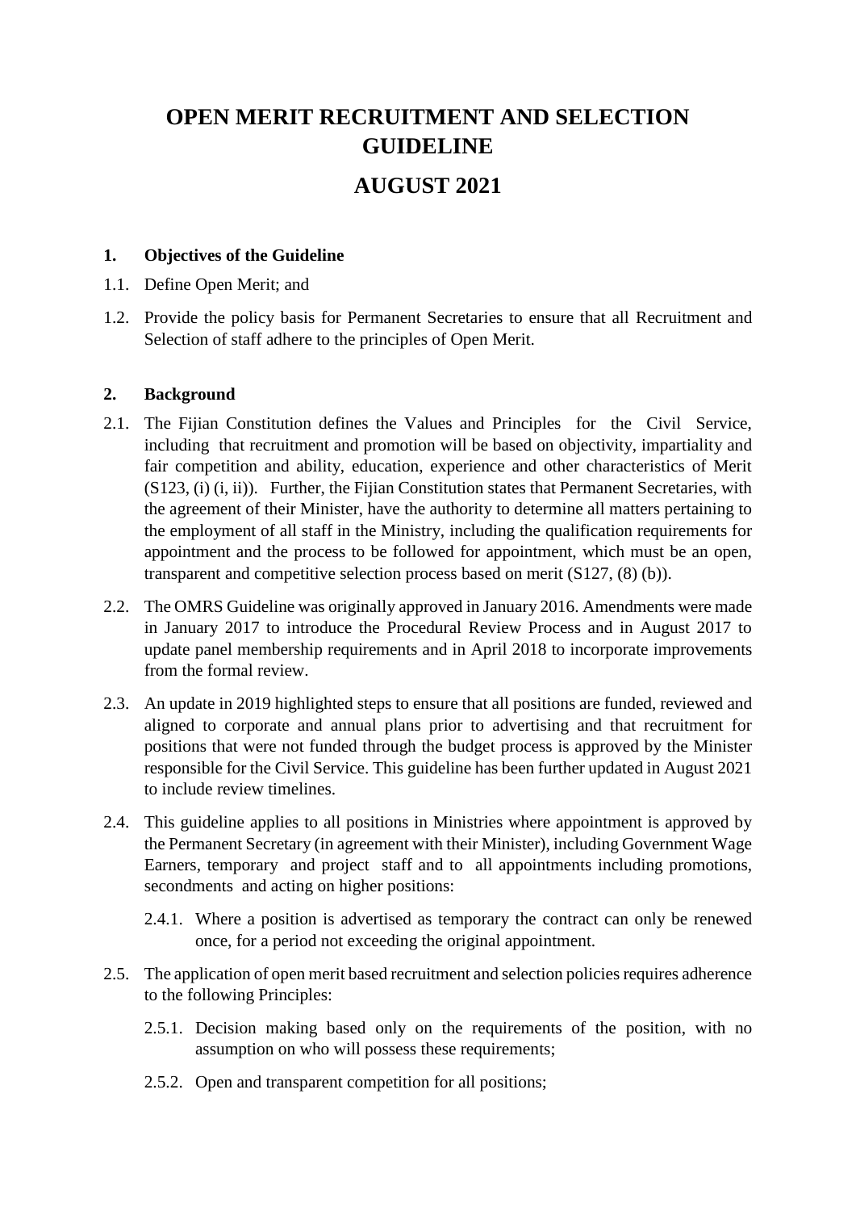# OPEN MERIT RECRUITMENT AND SELECTION GUIDELINE

# AUGUST 2021

## 1. Objectives of the Guideline

1.1. Define Open Merit; and

1.2. Provide the policy basis for Permanent Secretaries to ensure that all Recruitment and Selection of staff adhere to the principles of Open Merit.

## 2. Background

2.1. The Fijian Constitution defines the Values and Principles for the Civil Service, including that recruitment and promotion will be based on objectivity, impartiality and fair competition and ability, education, experience and other characteristics of Merit (S123, (i) (i, ii)). Further, the Fijian Constitution states that Permanent Secretaries, with the agreement of their Minister, have the authority to determine all matters pertaining to the employment of all staff in the Ministry, including the qualification requirements for appointment and the process to be followed for appointment, which must be an open, transparent and competitive selection process based on merit (S127, (8) (b)).

2.2. The OMRS Guideline was originally approved in January 2016. Amendments were made in January 2017 to introduce the Procedural Review Process and in August 2017 to update panel membership requirements and in April 2018 to incorporate improvements from the formal review.

2.3. An update in 2019 highlighted steps to ensure that all positions are funded, reviewed and aligned to corporate and annual plans prior to advertising and that recruitment for positions that were not funded through the budget process is approved by the Minister responsible for the Civil Service. This guideline has been further updated in August 2021 to include review timelines.

2.4. This guideline applies to all positions in Ministries where appointment is approved by the Permanent Secretary (in agreement with their Minister), including Government Wage Earners, temporary and project staff and to all appointments including promotions, secondments and acting on higher positions:

2.4.1. Where a position is advertised as temporary the contract can only be renewed once, for a period not exceeding the original appointment.

2.5. The application of open merit based recruitment and selection policies requires adherence to the following Principles:

2.5.1. Decision making based only on the requirements of the position, with no assumption on who will possess these requirements;

2.5.2. Open and transparent competition for all positions;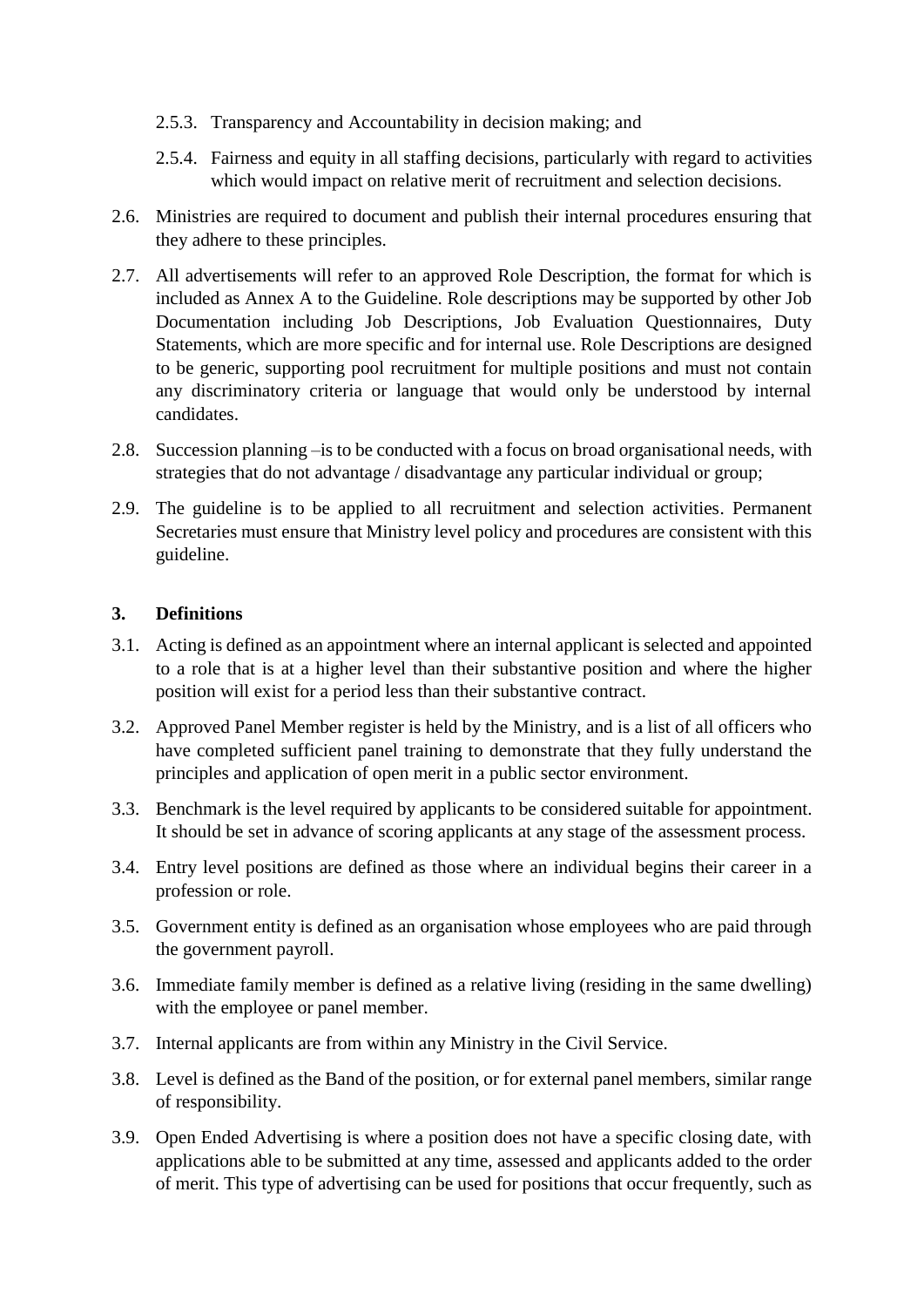2.5.3. Transparency and Accountability in decision making; and

2.5.4. Fairness and equity in all staffing decisions, particularly with regard to activities which would impact on relative merit of recruitment and selection decisions.

2.6. Ministries are required to document and publish their internal procedures ensuring that they adhere to these principles.

2.7. All advertisements will refer to an approved Role Description, the format for which is included as Annex A to the Guideline. Role descriptions may be supported by other Job Documentation including Job Descriptions, Job Evaluation Questionnaires, Duty Statements, which are more specific and for internal use. Role Descriptions are designed to be generic, supporting pool recruitment for multiple positions and must not contain any discriminatory criteria or language that would only be understood by internal candidates.

2.8. Succession planning –is to be conducted with a focus on broad organisational needs, with strategies that do not advantage / disadvantage any particular individual or group;

2.9. The guideline is to be applied to all recruitment and selection activities. Permanent Secretaries must ensure that Ministry level policy and procedures are consistent with this guideline.

## 3. Definitions

3.1. Acting is defined as an appointment where an internal applicant is selected and appointed to a role that is at a higher level than their substantive position and where the higher position will exist for a period less than their substantive contract.

3.2. Approved Panel Member register is held by the Ministry, and is a list of all officers who have completed sufficient panel training to demonstrate that they fully understand the principles and application of open merit in a public sector environment.

3.3. Benchmark is the level required by applicants to be considered suitable for appointment. It should be set in advance of scoring applicants at any stage of the assessment process.

3.4. Entry level positions are defined as those where an individual begins their career in a profession or role.

3.5. Government entity is defined as an organisation whose employees who are paid through the government payroll.

3.6. Immediate family member is defined as a relative living (residing in the same dwelling) with the employee or panel member.

3.7. Internal applicants are from within any Ministry in the Civil Service.

3.8. Level is defined as the Band of the position, or for external panel members, similar range of responsibility.

3.9. Open Ended Advertising is where a position does not have a specific closing date, with applications able to be submitted at any time, assessed and applicants added to the order of merit. This type of advertising can be used for positions that occur frequently, such as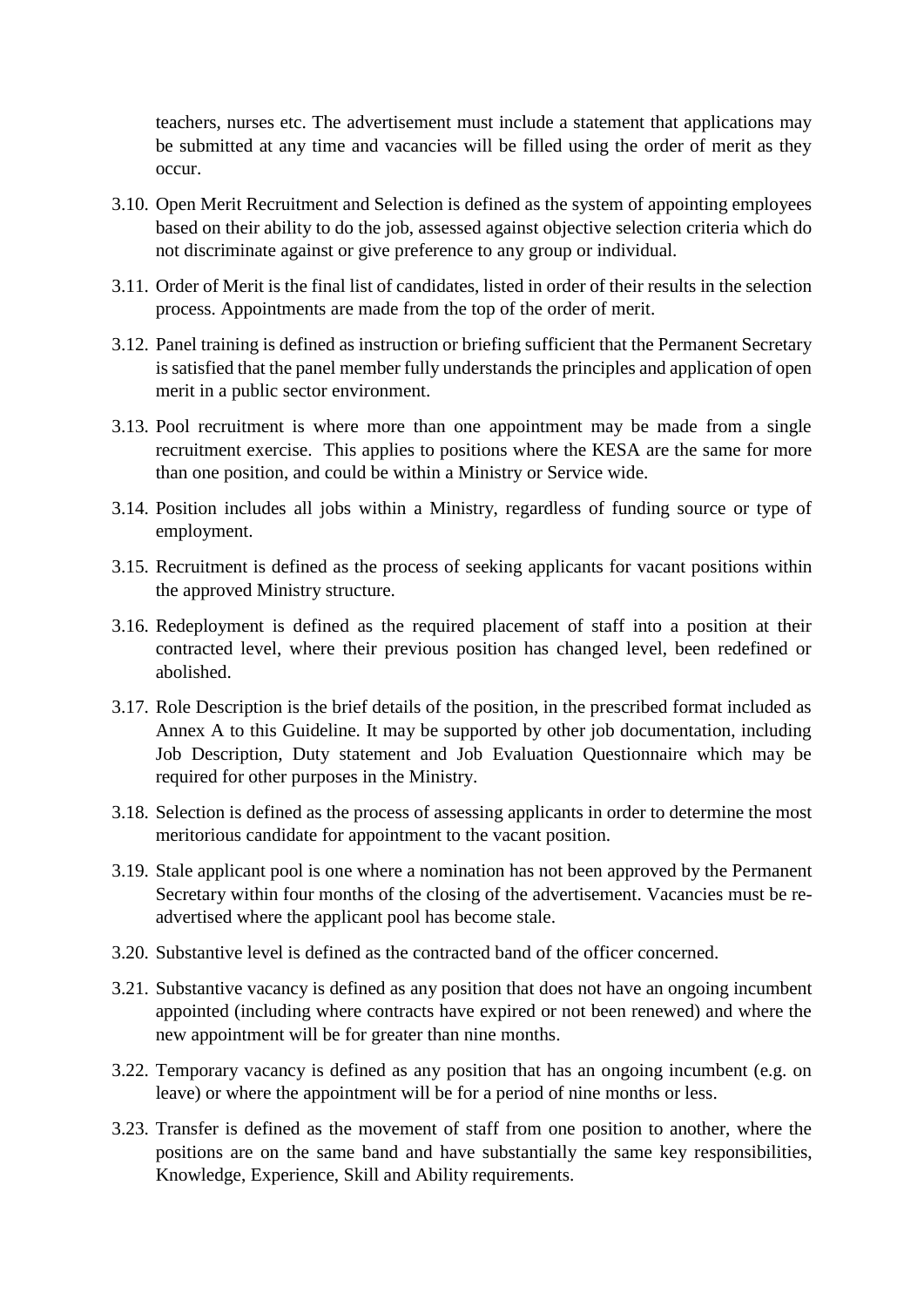teachers, nurses etc. The advertisement must include a statement that applications may be submitted at any time and vacancies will be filled using the order of merit as they occur.

3.10. Open Merit Recruitment and Selection is defined as the system of appointing employees based on their ability to do the job, assessed against objective selection criteria which do not discriminate against or give preference to any group or individual.

3.11. Order of Merit is the final list of candidates, listed in order of their results in the selection process. Appointments are made from the top of the order of merit.

3.12. Panel training is defined as instruction or briefing sufficient that the Permanent Secretary is satisfied that the panel member fully understands the principles and application of open merit in a public sector environment.

3.13. Pool recruitment is where more than one appointment may be made from a single recruitment exercise. This applies to positions where the KESA are the same for more than one position, and could be within a Ministry or Service wide.

3.14. Position includes all jobs within a Ministry, regardless of funding source or type of employment.

3.15. Recruitment is defined as the process of seeking applicants for vacant positions within the approved Ministry structure.

3.16. Redeployment is defined as the required placement of staff into a position at their contracted level, where their previous position has changed level, been redefined or abolished.

3.17. Role Description is the brief details of the position, in the prescribed format included as Annex A to this Guideline. It may be supported by other job documentation, including Job Description, Duty statement and Job Evaluation Questionnaire which may be required for other purposes in the Ministry.

3.18. Selection is defined as the process of assessing applicants in order to determine the most meritorious candidate for appointment to the vacant position.

3.19. Stale applicant pool is one where a nomination has not been approved by the Permanent Secretary within four months of the closing of the advertisement. Vacancies must be re-advertised where the applicant pool has become stale.

3.20. Substantive level is defined as the contracted band of the officer concerned.

3.21. Substantive vacancy is defined as any position that does not have an ongoing incumbent appointed (including where contracts have expired or not been renewed) and where the new appointment will be for greater than nine months.

3.22. Temporary vacancy is defined as any position that has an ongoing incumbent (e.g. on leave) or where the appointment will be for a period of nine months or less.

3.23. Transfer is defined as the movement of staff from one position to another, where the positions are on the same band and have substantially the same key responsibilities, Knowledge, Experience, Skill and Ability requirements.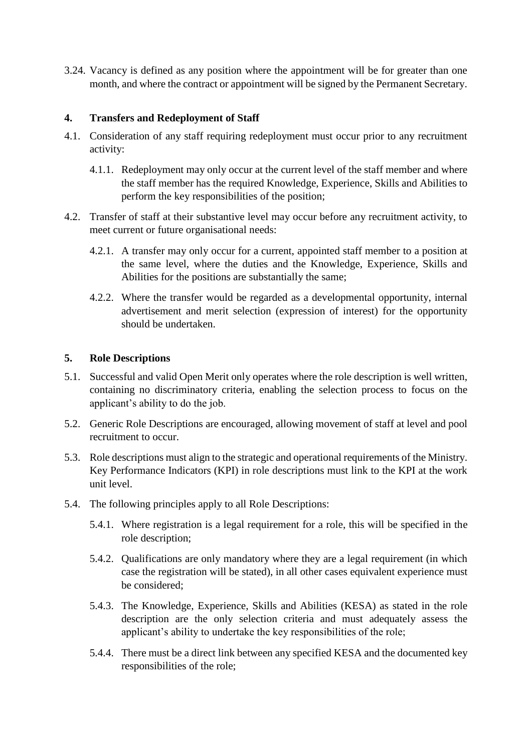3.24. Vacancy is defined as any position where the appointment will be for greater than one month, and where the contract or appointment will be signed by the Permanent Secretary.

## 4. Transfers and Redeployment of Staff

4.1. Consideration of any staff requiring redeployment must occur prior to any recruitment activity:

4.1.1. Redeployment may only occur at the current level of the staff member and where the staff member has the required Knowledge, Experience, Skills and Abilities to perform the key responsibilities of the position;

4.2. Transfer of staff at their substantive level may occur before any recruitment activity, to meet current or future organisational needs:

4.2.1. A transfer may only occur for a current, appointed staff member to a position at the same level, where the duties and the Knowledge, Experience, Skills and Abilities for the positions are substantially the same;

4.2.2. Where the transfer would be regarded as a developmental opportunity, internal advertisement and merit selection (expression of interest) for the opportunity should be undertaken.

## 5. Role Descriptions

5.1. Successful and valid Open Merit only operates where the role description is well written, containing no discriminatory criteria, enabling the selection process to focus on the applicant's ability to do the job.

5.2. Generic Role Descriptions are encouraged, allowing movement of staff at level and pool recruitment to occur.

5.3. Role descriptions must align to the strategic and operational requirements of the Ministry. Key Performance Indicators (KPI) in role descriptions must link to the KPI at the work unit level.

5.4. The following principles apply to all Role Descriptions:

5.4.1. Where registration is a legal requirement for a role, this will be specified in the role description;

5.4.2. Qualifications are only mandatory where they are a legal requirement (in which case the registration will be stated), in all other cases equivalent experience must be considered;

5.4.3. The Knowledge, Experience, Skills and Abilities (KESA) as stated in the role description are the only selection criteria and must adequately assess the applicant's ability to undertake the key responsibilities of the role;

5.4.4. There must be a direct link between any specified KESA and the documented key responsibilities of the role;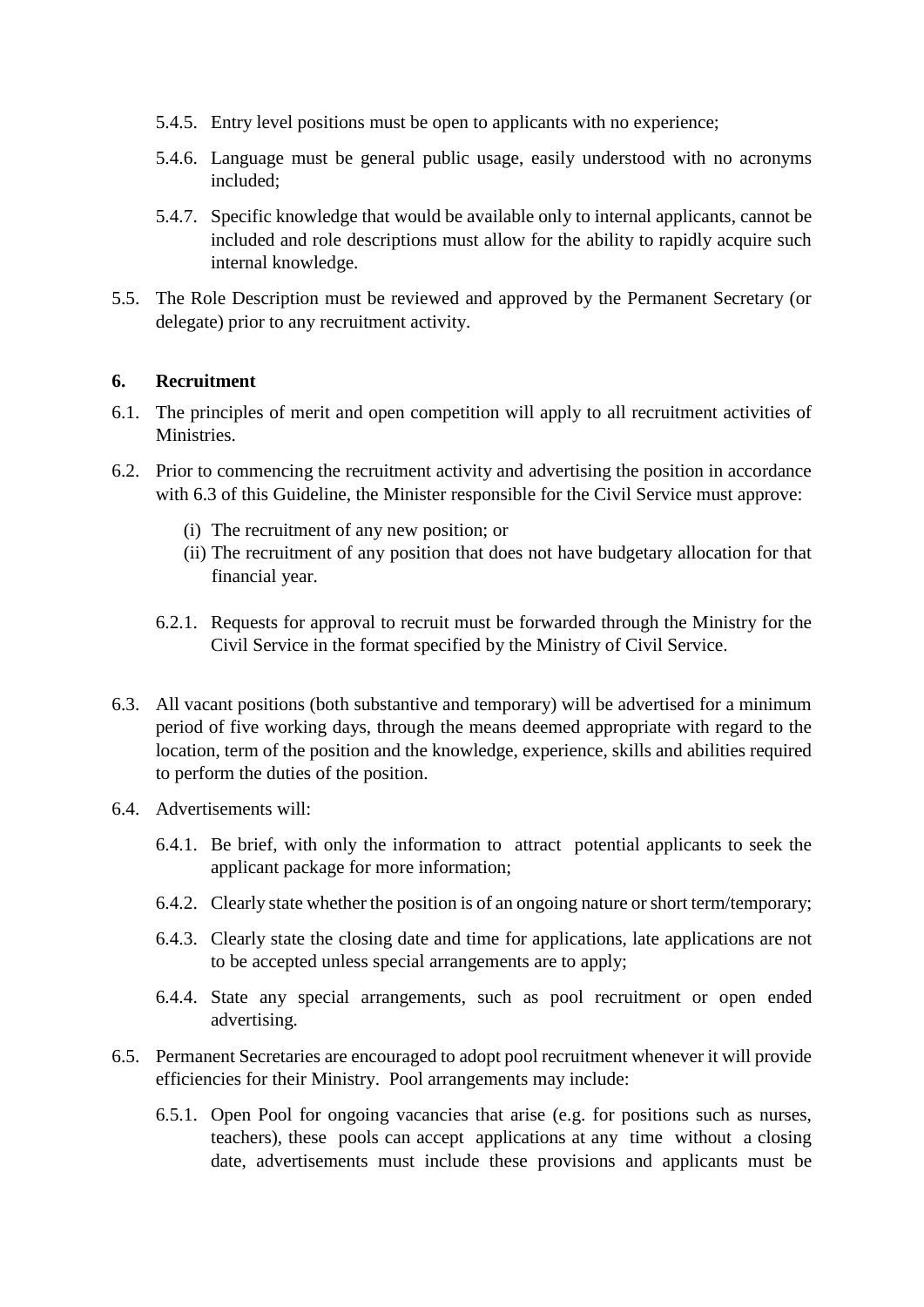5.4.5. Entry level positions must be open to applicants with no experience;

5.4.6. Language must be general public usage, easily understood with no acronyms included;

5.4.7. Specific knowledge that would be available only to internal applicants, cannot be included and role descriptions must allow for the ability to rapidly acquire such internal knowledge.

5.5. The Role Description must be reviewed and approved by the Permanent Secretary (or delegate) prior to any recruitment activity.

## 6. Recruitment

6.1. The principles of merit and open competition will apply to all recruitment activities of Ministries.

6.2. Prior to commencing the recruitment activity and advertising the position in accordance with 6.3 of this Guideline, the Minister responsible for the Civil Service must approve:

(i) The recruitment of any new position; or
(ii) The recruitment of any position that does not have budgetary allocation for that financial year.

6.2.1. Requests for approval to recruit must be forwarded through the Ministry for the Civil Service in the format specified by the Ministry of Civil Service.

6.3. All vacant positions (both substantive and temporary) will be advertised for a minimum period of five working days, through the means deemed appropriate with regard to the location, term of the position and the knowledge, experience, skills and abilities required to perform the duties of the position.

6.4. Advertisements will:

6.4.1. Be brief, with only the information to attract potential applicants to seek the applicant package for more information;

6.4.2. Clearly state whether the position is of an ongoing nature or short term/temporary;

6.4.3. Clearly state the closing date and time for applications, late applications are not to be accepted unless special arrangements are to apply;

6.4.4. State any special arrangements, such as pool recruitment or open ended advertising.

6.5. Permanent Secretaries are encouraged to adopt pool recruitment whenever it will provide efficiencies for their Ministry. Pool arrangements may include:

6.5.1. Open Pool for ongoing vacancies that arise (e.g. for positions such as nurses, teachers), these pools can accept applications at any time without a closing date, advertisements must include these provisions and applicants must be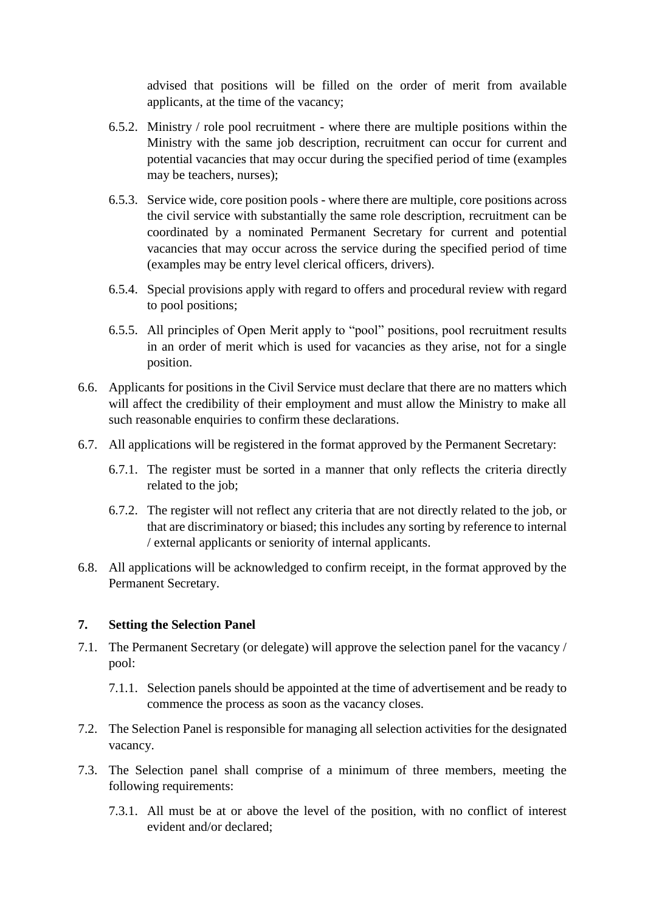advised that positions will be filled on the order of merit from available applicants, at the time of the vacancy;

6.5.2. Ministry / role pool recruitment - where there are multiple positions within the Ministry with the same job description, recruitment can occur for current and potential vacancies that may occur during the specified period of time (examples may be teachers, nurses);

6.5.3. Service wide, core position pools - where there are multiple, core positions across the civil service with substantially the same role description, recruitment can be coordinated by a nominated Permanent Secretary for current and potential vacancies that may occur across the service during the specified period of time (examples may be entry level clerical officers, drivers).

6.5.4. Special provisions apply with regard to offers and procedural review with regard to pool positions;

6.5.5. All principles of Open Merit apply to "pool" positions, pool recruitment results in an order of merit which is used for vacancies as they arise, not for a single position.

6.6. Applicants for positions in the Civil Service must declare that there are no matters which will affect the credibility of their employment and must allow the Ministry to make all such reasonable enquiries to confirm these declarations.

6.7. All applications will be registered in the format approved by the Permanent Secretary:

6.7.1. The register must be sorted in a manner that only reflects the criteria directly related to the job;

6.7.2. The register will not reflect any criteria that are not directly related to the job, or that are discriminatory or biased; this includes any sorting by reference to internal / external applicants or seniority of internal applicants.

6.8. All applications will be acknowledged to confirm receipt, in the format approved by the Permanent Secretary.

## 7. Setting the Selection Panel

7.1. The Permanent Secretary (or delegate) will approve the selection panel for the vacancy / pool:

7.1.1. Selection panels should be appointed at the time of advertisement and be ready to commence the process as soon as the vacancy closes.

7.2. The Selection Panel is responsible for managing all selection activities for the designated vacancy.

7.3. The Selection panel shall comprise of a minimum of three members, meeting the following requirements:

7.3.1. All must be at or above the level of the position, with no conflict of interest evident and/or declared;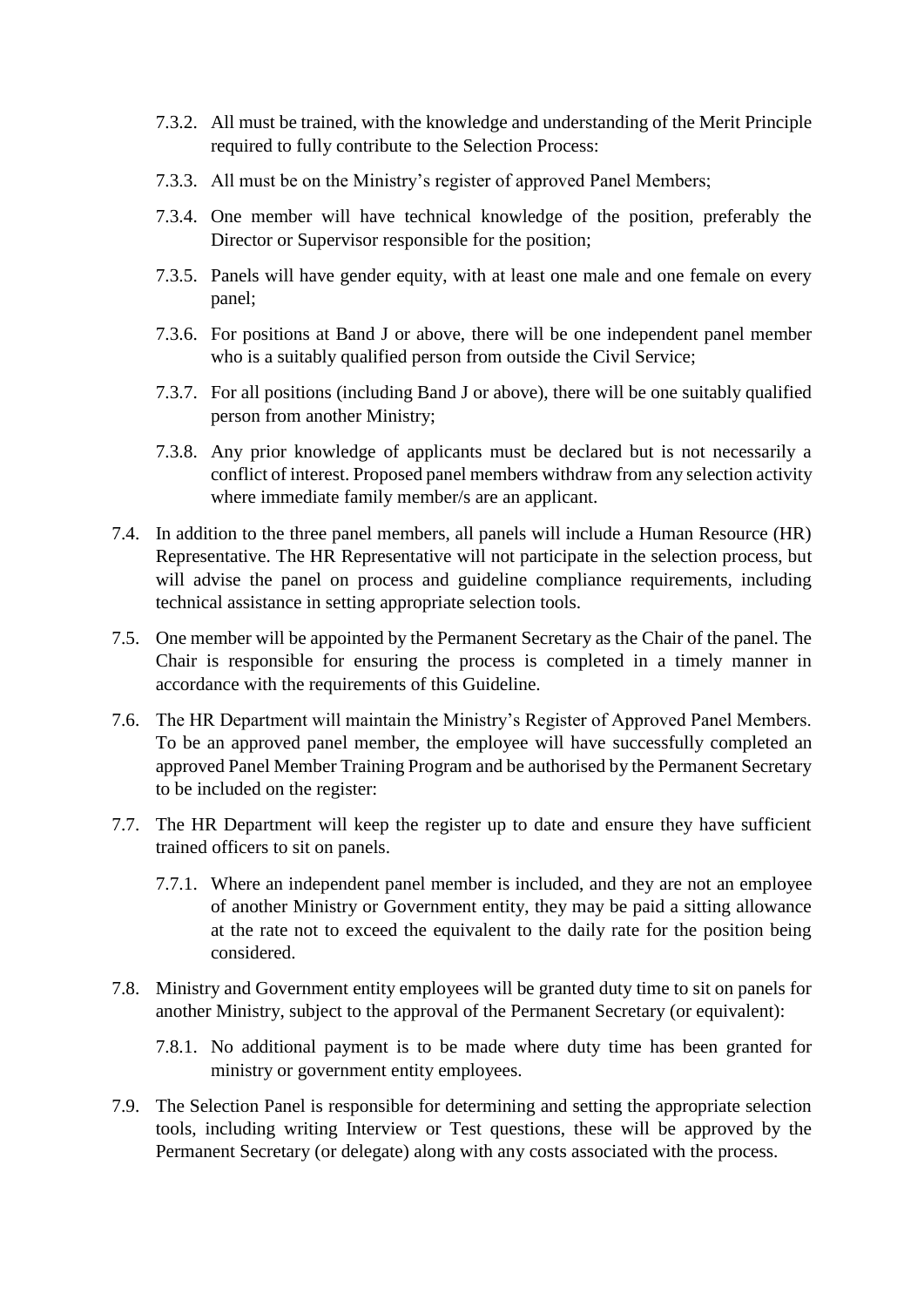7.3.2. All must be trained, with the knowledge and understanding of the Merit Principle required to fully contribute to the Selection Process:

7.3.3. All must be on the Ministry's register of approved Panel Members;

7.3.4. One member will have technical knowledge of the position, preferably the Director or Supervisor responsible for the position;

7.3.5. Panels will have gender equity, with at least one male and one female on every panel;

7.3.6. For positions at Band J or above, there will be one independent panel member who is a suitably qualified person from outside the Civil Service;

7.3.7. For all positions (including Band J or above), there will be one suitably qualified person from another Ministry;

7.3.8. Any prior knowledge of applicants must be declared but is not necessarily a conflict of interest. Proposed panel members withdraw from any selection activity where immediate family member/s are an applicant.

7.4. In addition to the three panel members, all panels will include a Human Resource (HR) Representative. The HR Representative will not participate in the selection process, but will advise the panel on process and guideline compliance requirements, including technical assistance in setting appropriate selection tools.

7.5. One member will be appointed by the Permanent Secretary as the Chair of the panel. The Chair is responsible for ensuring the process is completed in a timely manner in accordance with the requirements of this Guideline.

7.6. The HR Department will maintain the Ministry's Register of Approved Panel Members. To be an approved panel member, the employee will have successfully completed an approved Panel Member Training Program and be authorised by the Permanent Secretary to be included on the register:

7.7. The HR Department will keep the register up to date and ensure they have sufficient trained officers to sit on panels.

7.7.1. Where an independent panel member is included, and they are not an employee of another Ministry or Government entity, they may be paid a sitting allowance at the rate not to exceed the equivalent to the daily rate for the position being considered.

7.8. Ministry and Government entity employees will be granted duty time to sit on panels for another Ministry, subject to the approval of the Permanent Secretary (or equivalent):

7.8.1. No additional payment is to be made where duty time has been granted for ministry or government entity employees.

7.9. The Selection Panel is responsible for determining and setting the appropriate selection tools, including writing Interview or Test questions, these will be approved by the Permanent Secretary (or delegate) along with any costs associated with the process.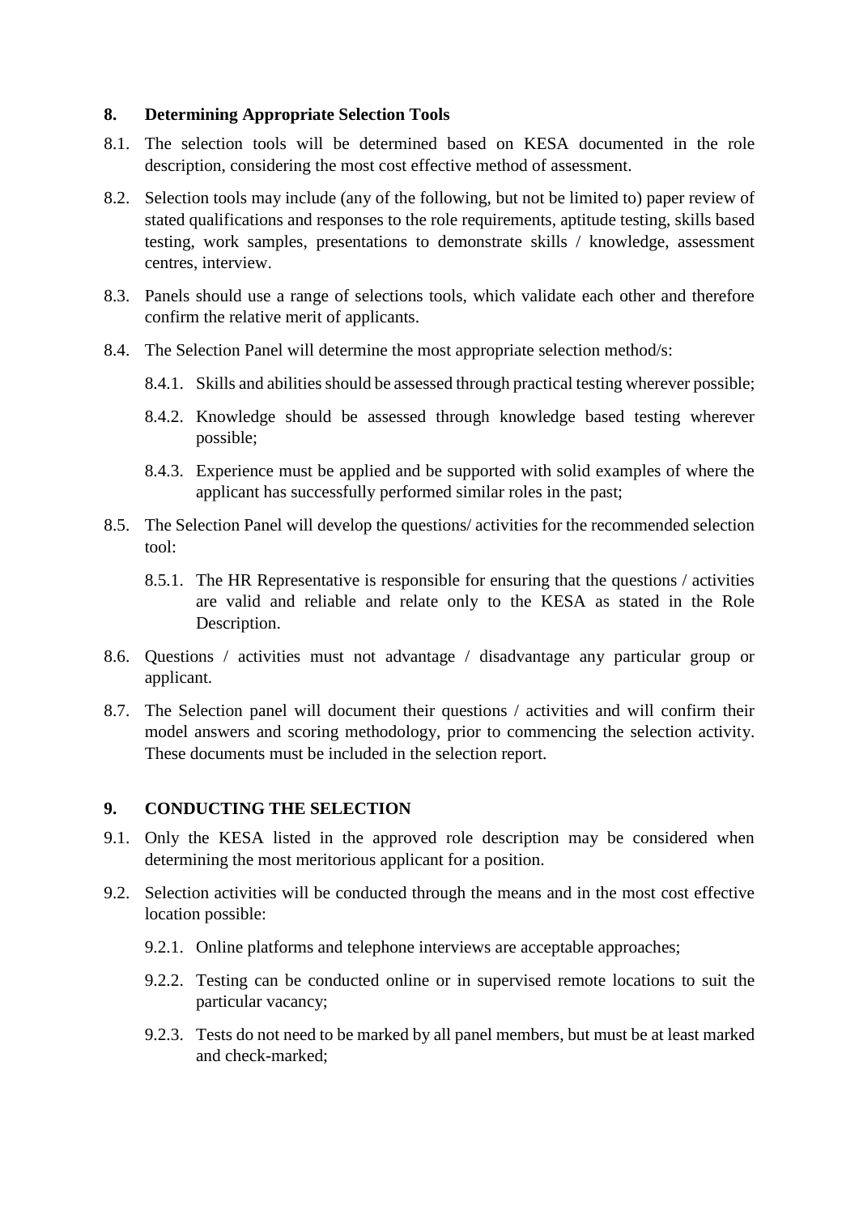## 8. Determining Appropriate Selection Tools

8.1. The selection tools will be determined based on KESA documented in the role description, considering the most cost effective method of assessment.

8.2. Selection tools may include (any of the following, but not be limited to) paper review of stated qualifications and responses to the role requirements, aptitude testing, skills based testing, work samples, presentations to demonstrate skills / knowledge, assessment centres, interview.

8.3. Panels should use a range of selections tools, which validate each other and therefore confirm the relative merit of applicants.

8.4. The Selection Panel will determine the most appropriate selection method/s:

- 8.4.1. Skills and abilities should be assessed through practical testing wherever possible;
- 8.4.2. Knowledge should be assessed through knowledge based testing wherever possible;
- 8.4.3. Experience must be applied and be supported with solid examples of where the applicant has successfully performed similar roles in the past;

8.5. The Selection Panel will develop the questions/ activities for the recommended selection tool:

- 8.5.1. The HR Representative is responsible for ensuring that the questions / activities are valid and reliable and relate only to the KESA as stated in the Role Description.

8.6. Questions / activities must not advantage / disadvantage any particular group or applicant.

8.7. The Selection panel will document their questions / activities and will confirm their model answers and scoring methodology, prior to commencing the selection activity. These documents must be included in the selection report.

## 9. CONDUCTING THE SELECTION

9.1. Only the KESA listed in the approved role description may be considered when determining the most meritorious applicant for a position.

9.2. Selection activities will be conducted through the means and in the most cost effective location possible:

- 9.2.1. Online platforms and telephone interviews are acceptable approaches;
- 9.2.2. Testing can be conducted online or in supervised remote locations to suit the particular vacancy;
- 9.2.3. Tests do not need to be marked by all panel members, but must be at least marked and check-marked;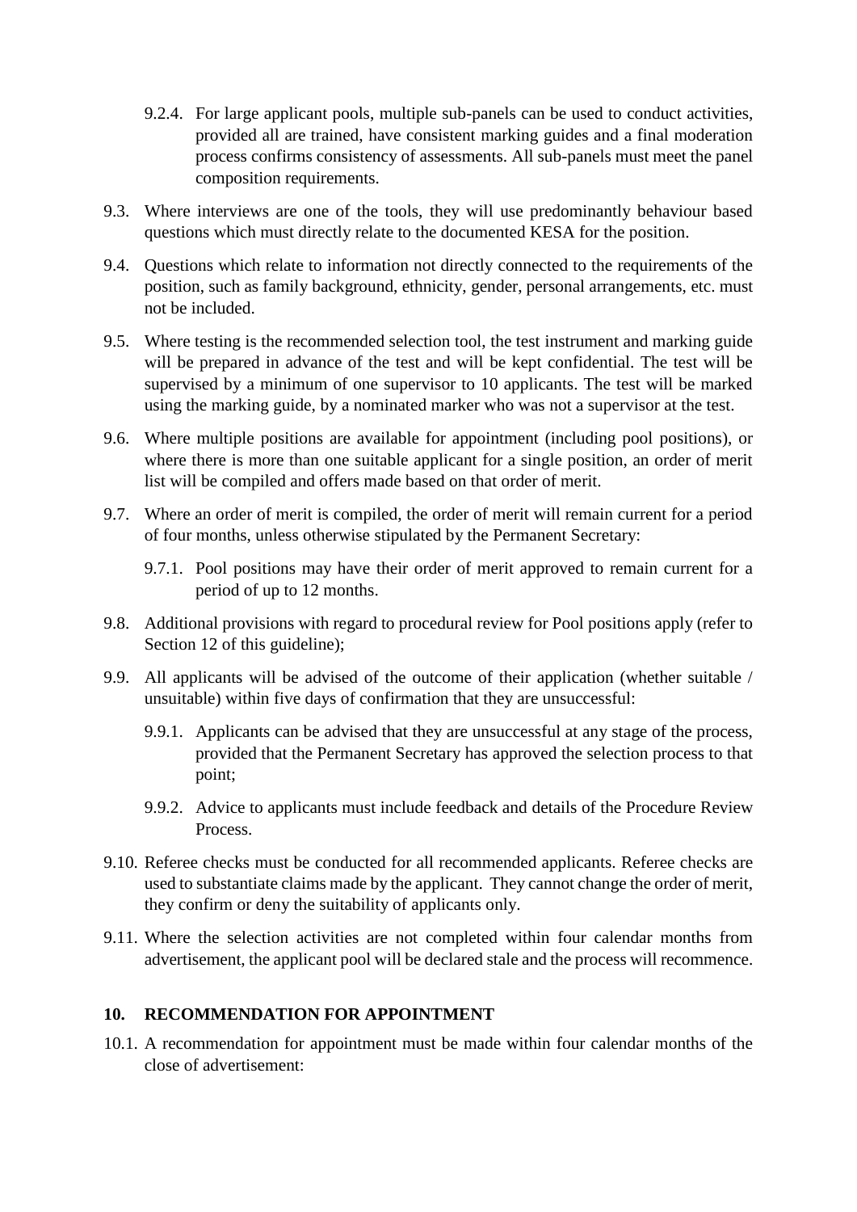9.2.4. For large applicant pools, multiple sub-panels can be used to conduct activities, provided all are trained, have consistent marking guides and a final moderation process confirms consistency of assessments. All sub-panels must meet the panel composition requirements.

9.3. Where interviews are one of the tools, they will use predominantly behaviour based questions which must directly relate to the documented KESA for the position.

9.4. Questions which relate to information not directly connected to the requirements of the position, such as family background, ethnicity, gender, personal arrangements, etc. must not be included.

9.5. Where testing is the recommended selection tool, the test instrument and marking guide will be prepared in advance of the test and will be kept confidential. The test will be supervised by a minimum of one supervisor to 10 applicants. The test will be marked using the marking guide, by a nominated marker who was not a supervisor at the test.

9.6. Where multiple positions are available for appointment (including pool positions), or where there is more than one suitable applicant for a single position, an order of merit list will be compiled and offers made based on that order of merit.

9.7. Where an order of merit is compiled, the order of merit will remain current for a period of four months, unless otherwise stipulated by the Permanent Secretary:

9.7.1. Pool positions may have their order of merit approved to remain current for a period of up to 12 months.

9.8. Additional provisions with regard to procedural review for Pool positions apply (refer to Section 12 of this guideline);

9.9. All applicants will be advised of the outcome of their application (whether suitable / unsuitable) within five days of confirmation that they are unsuccessful:

9.9.1. Applicants can be advised that they are unsuccessful at any stage of the process, provided that the Permanent Secretary has approved the selection process to that point;

9.9.2. Advice to applicants must include feedback and details of the Procedure Review Process.

9.10. Referee checks must be conducted for all recommended applicants. Referee checks are used to substantiate claims made by the applicant. They cannot change the order of merit, they confirm or deny the suitability of applicants only.

9.11. Where the selection activities are not completed within four calendar months from advertisement, the applicant pool will be declared stale and the process will recommence.

## 10. RECOMMENDATION FOR APPOINTMENT

10.1. A recommendation for appointment must be made within four calendar months of the close of advertisement: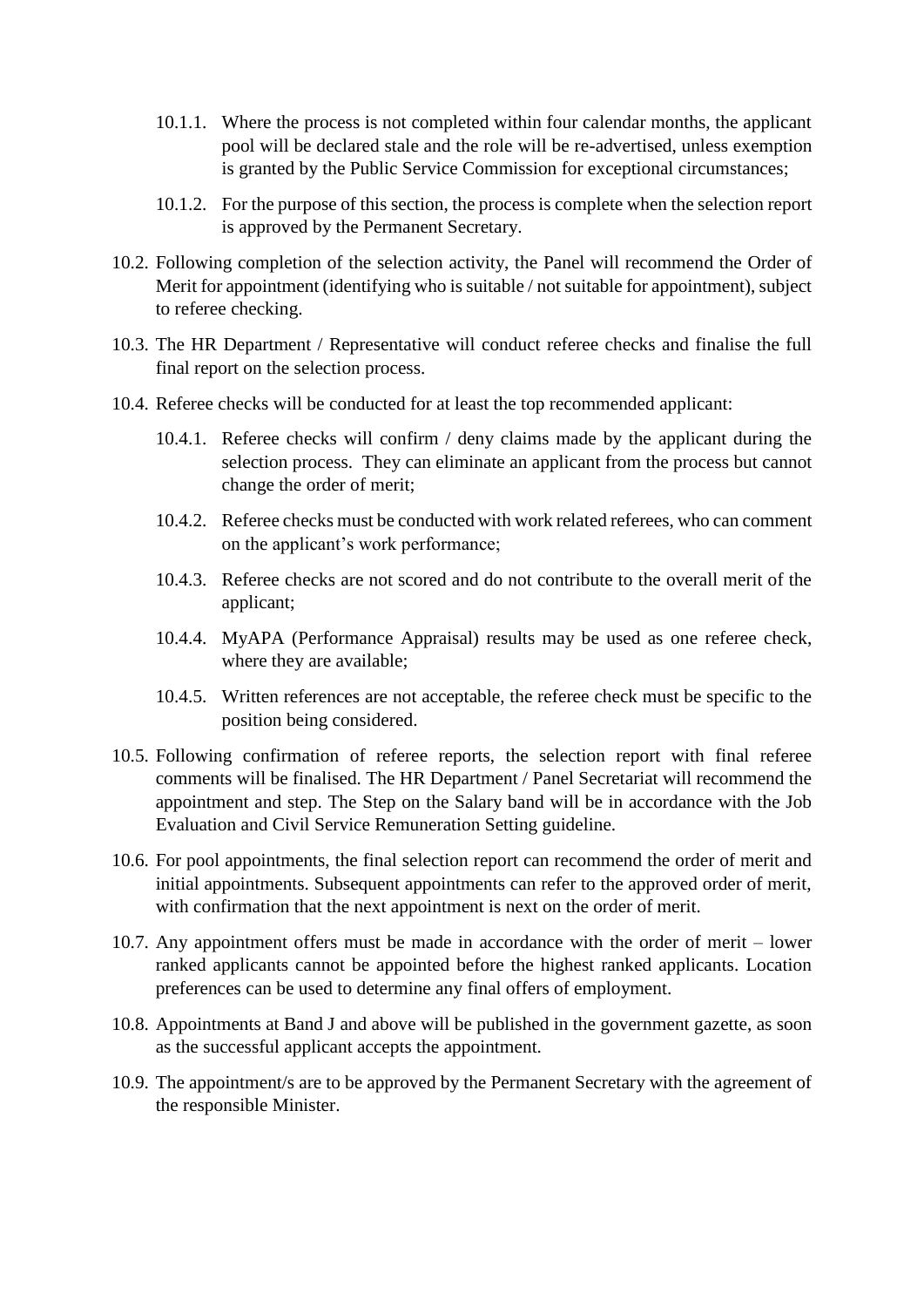10.1.1. Where the process is not completed within four calendar months, the applicant pool will be declared stale and the role will be re-advertised, unless exemption is granted by the Public Service Commission for exceptional circumstances;

10.1.2. For the purpose of this section, the process is complete when the selection report is approved by the Permanent Secretary.

10.2. Following completion of the selection activity, the Panel will recommend the Order of Merit for appointment (identifying who is suitable / not suitable for appointment), subject to referee checking.

10.3. The HR Department / Representative will conduct referee checks and finalise the full final report on the selection process.

10.4. Referee checks will be conducted for at least the top recommended applicant:

10.4.1. Referee checks will confirm / deny claims made by the applicant during the selection process. They can eliminate an applicant from the process but cannot change the order of merit;

10.4.2. Referee checks must be conducted with work related referees, who can comment on the applicant's work performance;

10.4.3. Referee checks are not scored and do not contribute to the overall merit of the applicant;

10.4.4. MyAPA (Performance Appraisal) results may be used as one referee check, where they are available;

10.4.5. Written references are not acceptable, the referee check must be specific to the position being considered.

10.5. Following confirmation of referee reports, the selection report with final referee comments will be finalised. The HR Department / Panel Secretariat will recommend the appointment and step. The Step on the Salary band will be in accordance with the Job Evaluation and Civil Service Remuneration Setting guideline.

10.6. For pool appointments, the final selection report can recommend the order of merit and initial appointments. Subsequent appointments can refer to the approved order of merit, with confirmation that the next appointment is next on the order of merit.

10.7. Any appointment offers must be made in accordance with the order of merit – lower ranked applicants cannot be appointed before the highest ranked applicants. Location preferences can be used to determine any final offers of employment.

10.8. Appointments at Band J and above will be published in the government gazette, as soon as the successful applicant accepts the appointment.

10.9. The appointment/s are to be approved by the Permanent Secretary with the agreement of the responsible Minister.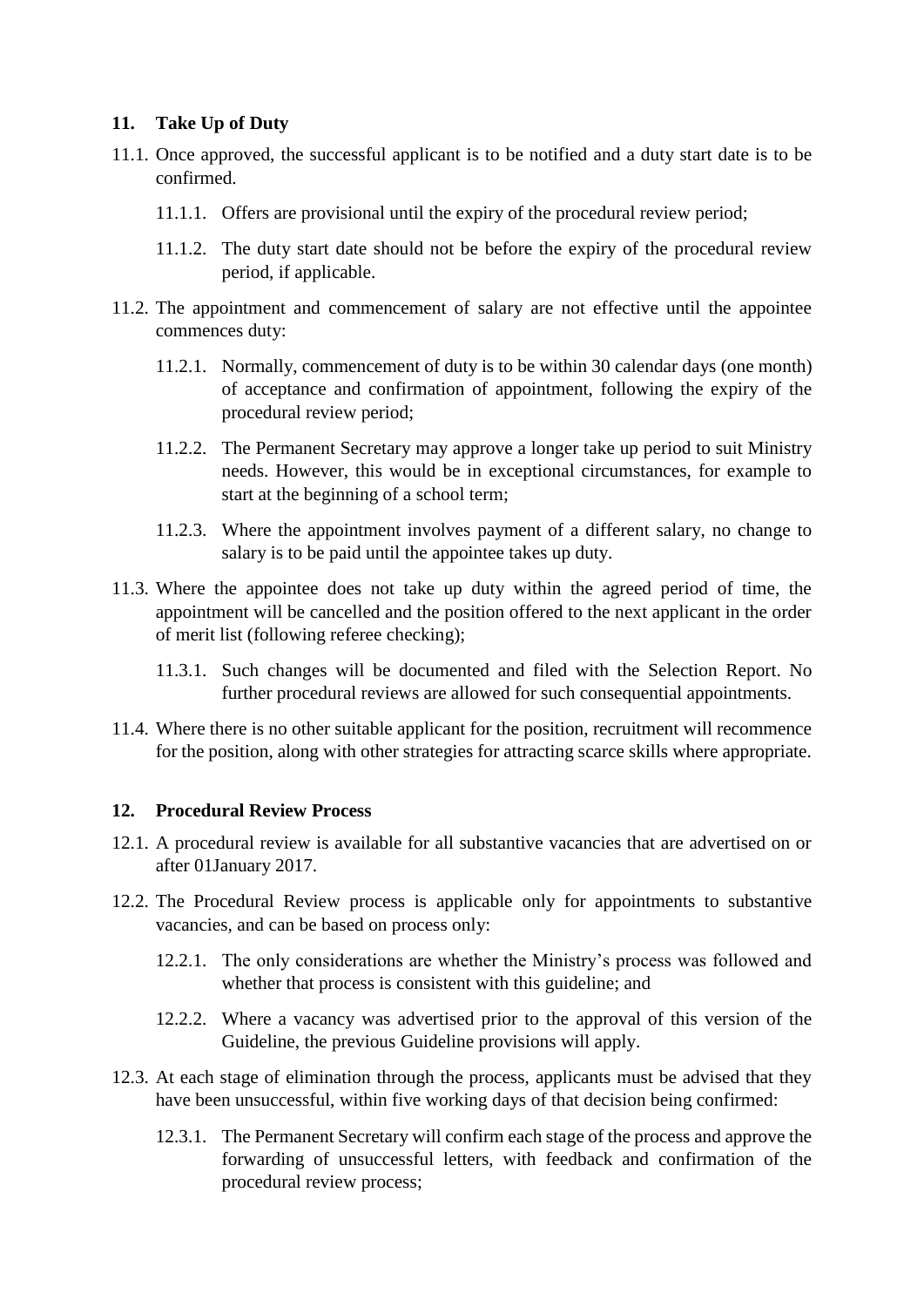## 11. Take Up of Duty

11.1. Once approved, the successful applicant is to be notified and a duty start date is to be confirmed.

11.1.1. Offers are provisional until the expiry of the procedural review period;

11.1.2. The duty start date should not be before the expiry of the procedural review period, if applicable.

11.2. The appointment and commencement of salary are not effective until the appointee commences duty:

11.2.1. Normally, commencement of duty is to be within 30 calendar days (one month) of acceptance and confirmation of appointment, following the expiry of the procedural review period;

11.2.2. The Permanent Secretary may approve a longer take up period to suit Ministry needs. However, this would be in exceptional circumstances, for example to start at the beginning of a school term;

11.2.3. Where the appointment involves payment of a different salary, no change to salary is to be paid until the appointee takes up duty.

11.3. Where the appointee does not take up duty within the agreed period of time, the appointment will be cancelled and the position offered to the next applicant in the order of merit list (following referee checking);

11.3.1. Such changes will be documented and filed with the Selection Report. No further procedural reviews are allowed for such consequential appointments.

11.4. Where there is no other suitable applicant for the position, recruitment will recommence for the position, along with other strategies for attracting scarce skills where appropriate.

## 12. Procedural Review Process

12.1. A procedural review is available for all substantive vacancies that are advertised on or after 01January 2017.

12.2. The Procedural Review process is applicable only for appointments to substantive vacancies, and can be based on process only:

12.2.1. The only considerations are whether the Ministry's process was followed and whether that process is consistent with this guideline; and

12.2.2. Where a vacancy was advertised prior to the approval of this version of the Guideline, the previous Guideline provisions will apply.

12.3. At each stage of elimination through the process, applicants must be advised that they have been unsuccessful, within five working days of that decision being confirmed:

12.3.1. The Permanent Secretary will confirm each stage of the process and approve the forwarding of unsuccessful letters, with feedback and confirmation of the procedural review process;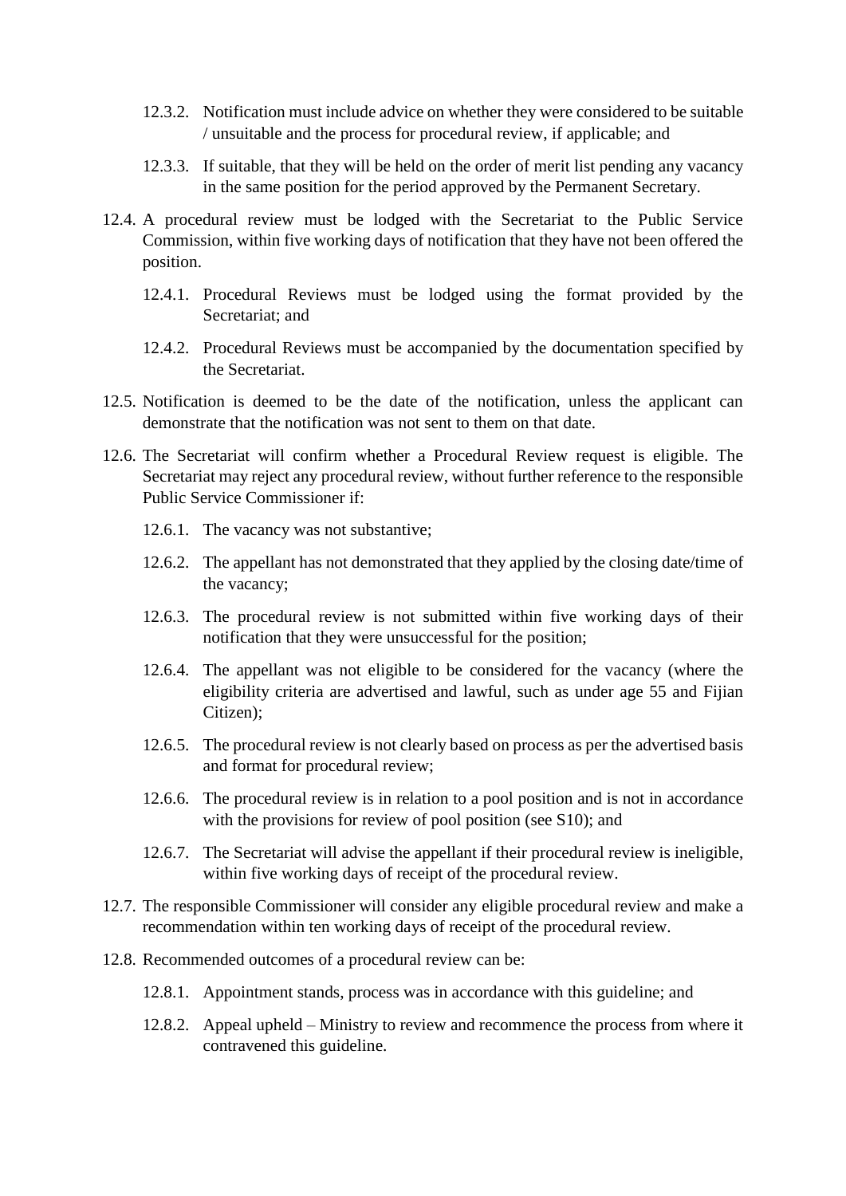- 12.3.2. Notification must include advice on whether they were considered to be suitable / unsuitable and the process for procedural review, if applicable; and
- 12.3.3. If suitable, that they will be held on the order of merit list pending any vacancy in the same position for the period approved by the Permanent Secretary.

12.4. A procedural review must be lodged with the Secretariat to the Public Service Commission, within five working days of notification that they have not been offered the position.

- 12.4.1. Procedural Reviews must be lodged using the format provided by the Secretariat; and
- 12.4.2. Procedural Reviews must be accompanied by the documentation specified by the Secretariat.

12.5. Notification is deemed to be the date of the notification, unless the applicant can demonstrate that the notification was not sent to them on that date.

12.6. The Secretariat will confirm whether a Procedural Review request is eligible. The Secretariat may reject any procedural review, without further reference to the responsible Public Service Commissioner if:

- 12.6.1. The vacancy was not substantive;
- 12.6.2. The appellant has not demonstrated that they applied by the closing date/time of the vacancy;
- 12.6.3. The procedural review is not submitted within five working days of their notification that they were unsuccessful for the position;
- 12.6.4. The appellant was not eligible to be considered for the vacancy (where the eligibility criteria are advertised and lawful, such as under age 55 and Fijian Citizen);
- 12.6.5. The procedural review is not clearly based on process as per the advertised basis and format for procedural review;
- 12.6.6. The procedural review is in relation to a pool position and is not in accordance with the provisions for review of pool position (see S10); and
- 12.6.7. The Secretariat will advise the appellant if their procedural review is ineligible, within five working days of receipt of the procedural review.

12.7. The responsible Commissioner will consider any eligible procedural review and make a recommendation within ten working days of receipt of the procedural review.

12.8. Recommended outcomes of a procedural review can be:

- 12.8.1. Appointment stands, process was in accordance with this guideline; and
- 12.8.2. Appeal upheld – Ministry to review and recommence the process from where it contravened this guideline.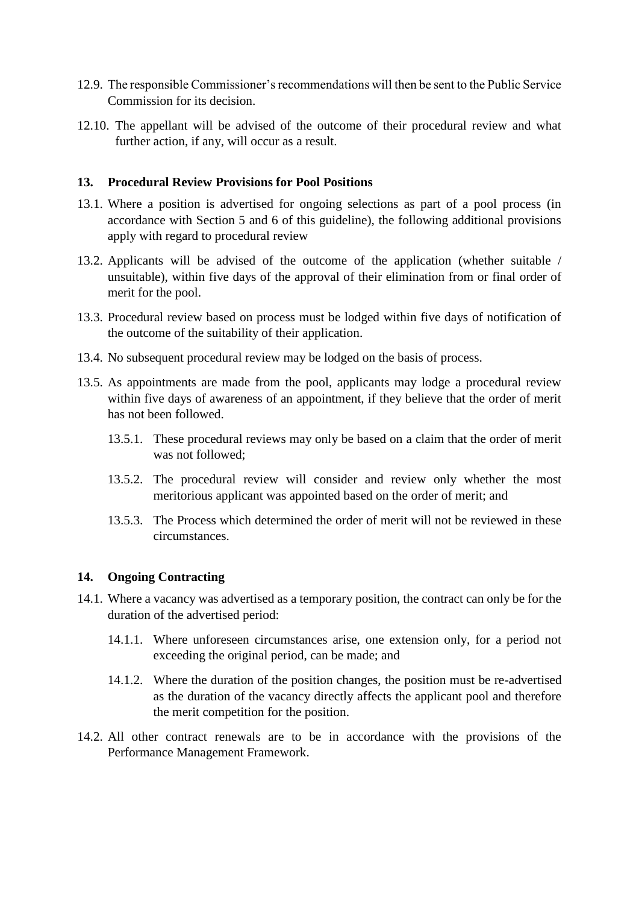12.9. The responsible Commissioner's recommendations will then be sent to the Public Service Commission for its decision.

12.10. The appellant will be advised of the outcome of their procedural review and what further action, if any, will occur as a result.

## 13. Procedural Review Provisions for Pool Positions

13.1. Where a position is advertised for ongoing selections as part of a pool process (in accordance with Section 5 and 6 of this guideline), the following additional provisions apply with regard to procedural review

13.2. Applicants will be advised of the outcome of the application (whether suitable / unsuitable), within five days of the approval of their elimination from or final order of merit for the pool.

13.3. Procedural review based on process must be lodged within five days of notification of the outcome of the suitability of their application.

13.4. No subsequent procedural review may be lodged on the basis of process.

13.5. As appointments are made from the pool, applicants may lodge a procedural review within five days of awareness of an appointment, if they believe that the order of merit has not been followed.

13.5.1. These procedural reviews may only be based on a claim that the order of merit was not followed;

13.5.2. The procedural review will consider and review only whether the most meritorious applicant was appointed based on the order of merit; and

13.5.3. The Process which determined the order of merit will not be reviewed in these circumstances.

## 14. Ongoing Contracting

14.1. Where a vacancy was advertised as a temporary position, the contract can only be for the duration of the advertised period:

14.1.1. Where unforeseen circumstances arise, one extension only, for a period not exceeding the original period, can be made; and

14.1.2. Where the duration of the position changes, the position must be re-advertised as the duration of the vacancy directly affects the applicant pool and therefore the merit competition for the position.

14.2. All other contract renewals are to be in accordance with the provisions of the Performance Management Framework.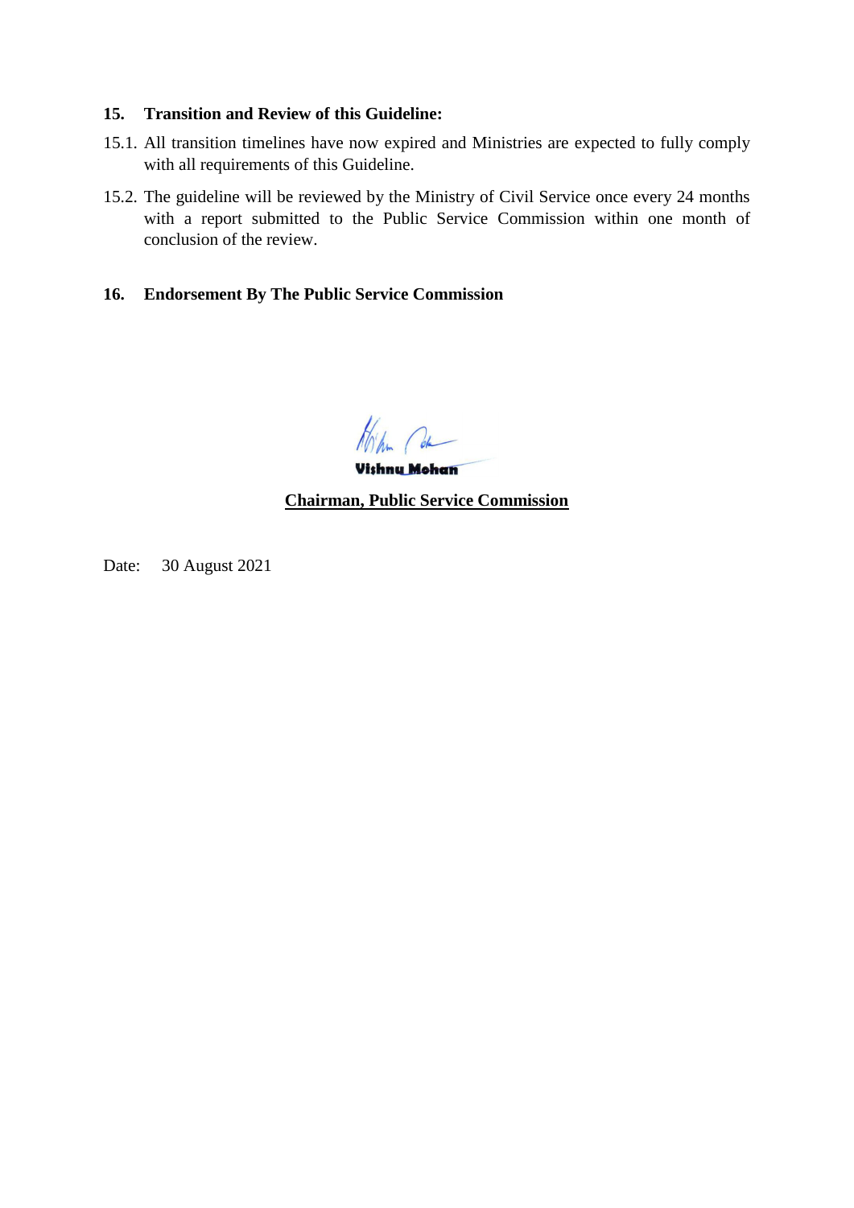## 15. Transition and Review of this Guideline:

15.1. All transition timelines have now expired and Ministries are expected to fully comply with all requirements of this Guideline.

15.2. The guideline will be reviewed by the Ministry of Civil Service once every 24 months with a report submitted to the Public Service Commission within one month of conclusion of the review.

## 16. Endorsement By The Public Service Commission

Vishnu Mohan

**Chairman, Public Service Commission**

Date: 30 August 2021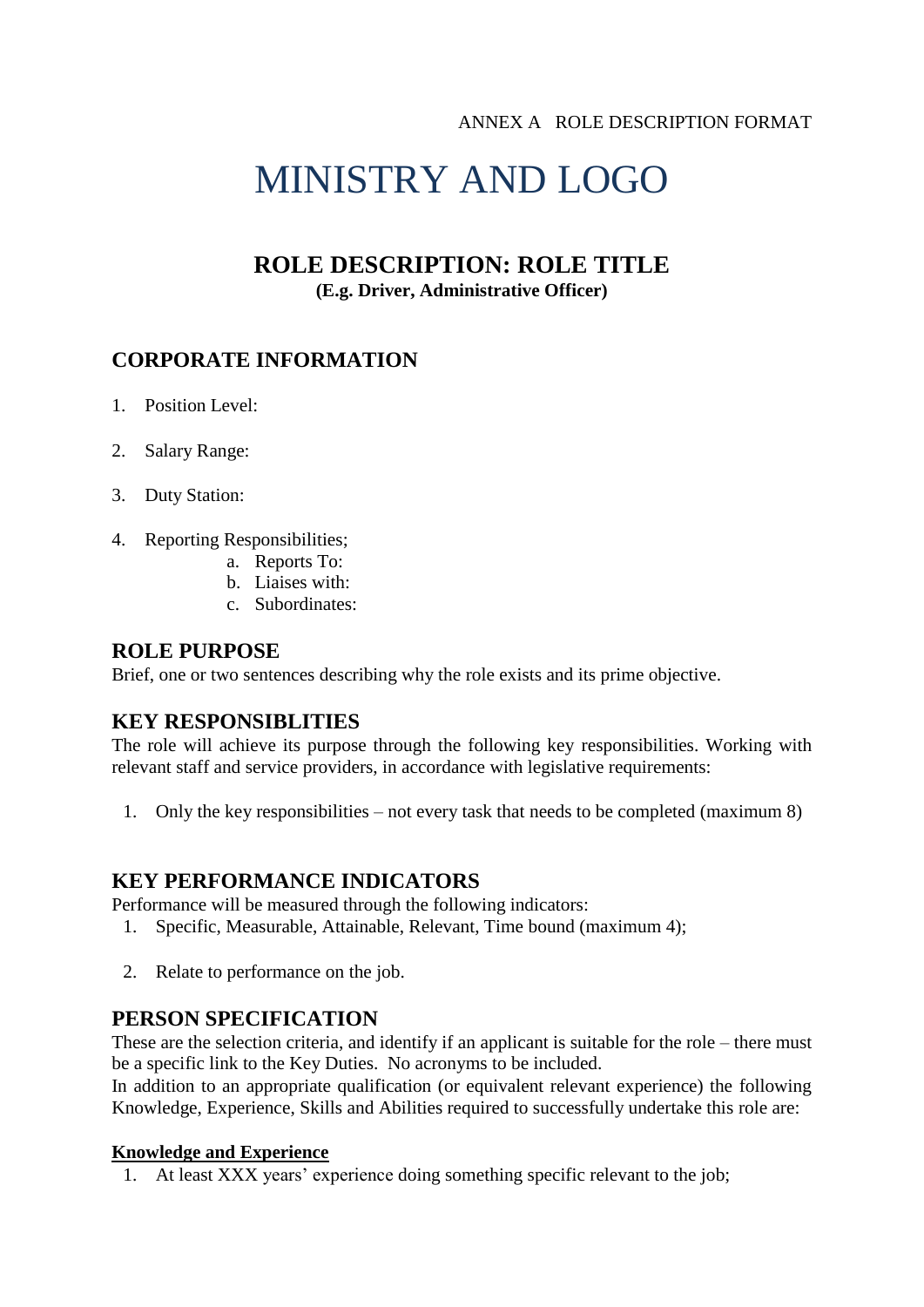ANNEX A ROLE DESCRIPTION FORMAT

# MINISTRY AND LOGO

## ROLE DESCRIPTION: ROLE TITLE

**(E.g. Driver, Administrative Officer)**

## CORPORATE INFORMATION

1. Position Level:
2. Salary Range:
3. Duty Station:
4. Reporting Responsibilities;
    a. Reports To:
    b. Liaises with:
    c. Subordinates:

## ROLE PURPOSE

Brief, one or two sentences describing why the role exists and its prime objective.

## KEY RESPONSIBLITIES

The role will achieve its purpose through the following key responsibilities. Working with relevant staff and service providers, in accordance with legislative requirements:

1. Only the key responsibilities – not every task that needs to be completed (maximum 8)

## KEY PERFORMANCE INDICATORS

Performance will be measured through the following indicators:

1. Specific, Measurable, Attainable, Relevant, Time bound (maximum 4);
2. Relate to performance on the job.

## PERSON SPECIFICATION

These are the selection criteria, and identify if an applicant is suitable for the role – there must be a specific link to the Key Duties. No acronyms to be included.

In addition to an appropriate qualification (or equivalent relevant experience) the following Knowledge, Experience, Skills and Abilities required to successfully undertake this role are:

**Knowledge and Experience**

1. At least XXX years' experience doing something specific relevant to the job;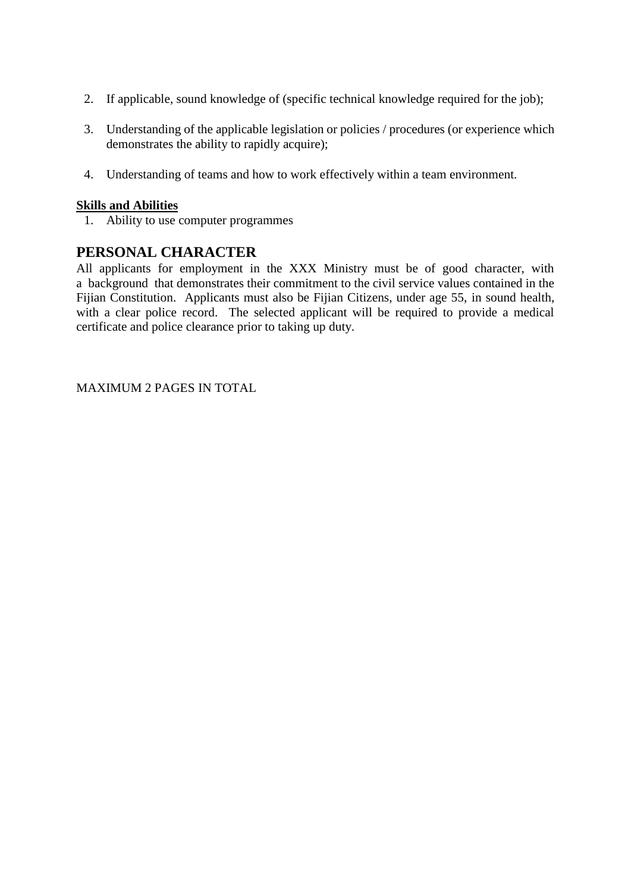2. If applicable, sound knowledge of (specific technical knowledge required for the job);

3. Understanding of the applicable legislation or policies / procedures (or experience which demonstrates the ability to rapidly acquire);

4. Understanding of teams and how to work effectively within a team environment.

**Skills and Abilities**

1. Ability to use computer programmes

## PERSONAL CHARACTER

All applicants for employment in the XXX Ministry must be of good character, with a background that demonstrates their commitment to the civil service values contained in the Fijian Constitution. Applicants must also be Fijian Citizens, under age 55, in sound health, with a clear police record. The selected applicant will be required to provide a medical certificate and police clearance prior to taking up duty.

MAXIMUM 2 PAGES IN TOTAL